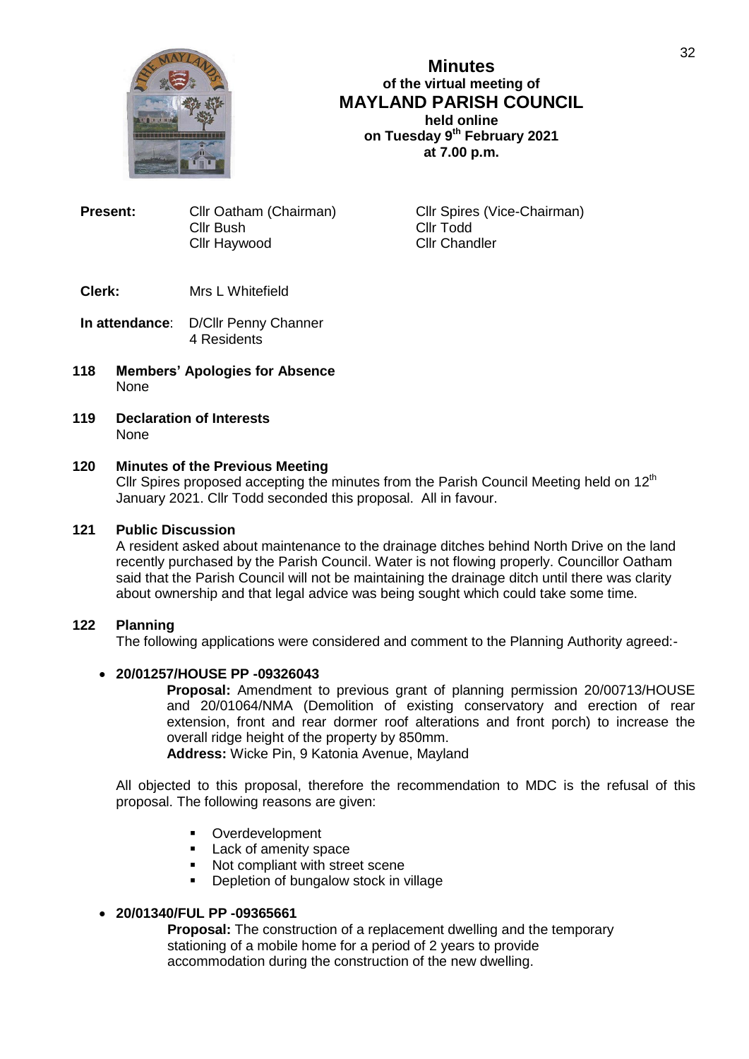# Minutes
## of the virtual meeting of
# MAYLAND PARISH COUNCIL
### held online
### on Tuesday 9th February 2021
### at 7.00 p.m.

**Present:** Cllr Oatham (Chairman), Cllr Spires (Vice-Chairman), Cllr Bush, Cllr Todd, Cllr Haywood, Cllr Chandler

**Clerk:** Mrs L Whitefield

**In attendance:** D/Cllr Penny Channer
4 Residents

**118 Members' Apologies for Absence**
None

**119 Declaration of Interests**
None

**120 Minutes of the Previous Meeting**
Cllr Spires proposed accepting the minutes from the Parish Council Meeting held on 12th January 2021. Cllr Todd seconded this proposal. All in favour.

**121 Public Discussion**
A resident asked about maintenance to the drainage ditches behind North Drive on the land recently purchased by the Parish Council. Water is not flowing properly. Councillor Oatham said that the Parish Council will not be maintaining the drainage ditch until there was clarity about ownership and that legal advice was being sought which could take some time.

**122 Planning**
The following applications were considered and comment to the Planning Authority agreed:-

- **20/01257/HOUSE PP -09326043**
  **Proposal:** Amendment to previous grant of planning permission 20/00713/HOUSE and 20/01064/NMA (Demolition of existing conservatory and erection of rear extension, front and rear dormer roof alterations and front porch) to increase the overall ridge height of the property by 850mm.
  **Address:** Wicke Pin, 9 Katonia Avenue, Mayland

All objected to this proposal, therefore the recommendation to MDC is the refusal of this proposal. The following reasons are given:

- Overdevelopment
- Lack of amenity space
- Not compliant with street scene
- Depletion of bungalow stock in village

- **20/01340/FUL PP -09365661**
  **Proposal:** The construction of a replacement dwelling and the temporary stationing of a mobile home for a period of 2 years to provide accommodation during the construction of the new dwelling.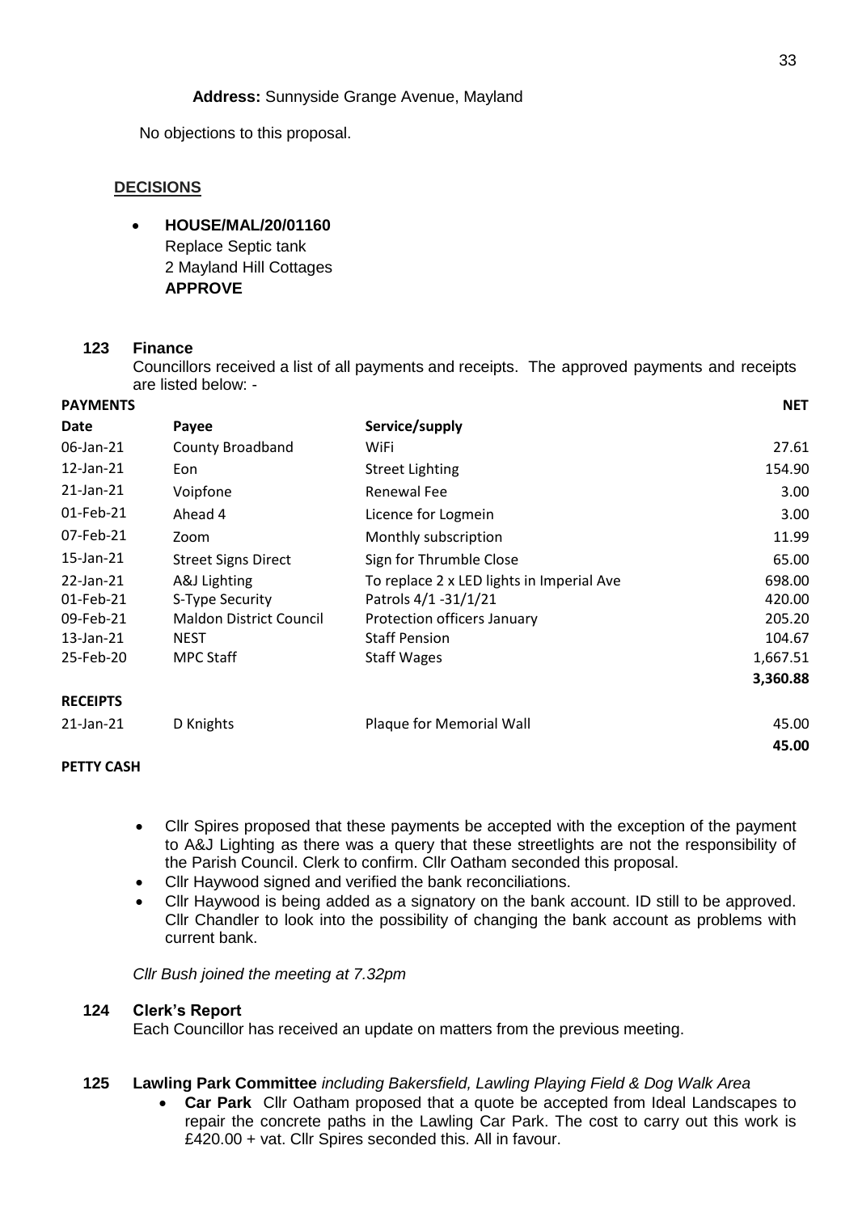**Address:** Sunnyside Grange Avenue, Mayland

No objections to this proposal.

**DECISIONS**

- **HOUSE/MAL/20/01160**
  Replace Septic tank
  2 Mayland Hill Cottages
  **APPROVE**

## 123 Finance

Councillors received a list of all payments and receipts. The approved payments and receipts are listed below: -

| **PAYMENTS** | | | **NET** |
|---|---|---|---|
| **Date** | **Payee** | **Service/supply** | |
| 06-Jan-21 | County Broadband | WiFi | 27.61 |
| 12-Jan-21 | Eon | Street Lighting | 154.90 |
| 21-Jan-21 | Voipfone | Renewal Fee | 3.00 |
| 01-Feb-21 | Ahead 4 | Licence for Logmein | 3.00 |
| 07-Feb-21 | Zoom | Monthly subscription | 11.99 |
| 15-Jan-21 | Street Signs Direct | Sign for Thrumble Close | 65.00 |
| 22-Jan-21 | A&J Lighting | To replace 2 x LED lights in Imperial Ave | 698.00 |
| 01-Feb-21 | S-Type Security | Patrols 4/1 -31/1/21 | 420.00 |
| 09-Feb-21 | Maldon District Council | Protection officers January | 205.20 |
| 13-Jan-21 | NEST | Staff Pension | 104.67 |
| 25-Feb-20 | MPC Staff | Staff Wages | 1,667.51 |
| | | | **3,360.88** |
| **RECEIPTS** | | | |
| 21-Jan-21 | D Knights | Plaque for Memorial Wall | 45.00 |
| | | | **45.00** |

**PETTY CASH**

- Cllr Spires proposed that these payments be accepted with the exception of the payment to A&J Lighting as there was a query that these streetlights are not the responsibility of the Parish Council. Clerk to confirm. Cllr Oatham seconded this proposal.
- Cllr Haywood signed and verified the bank reconciliations.
- Cllr Haywood is being added as a signatory on the bank account. ID still to be approved. Cllr Chandler to look into the possibility of changing the bank account as problems with current bank.

*Cllr Bush joined the meeting at 7.32pm*

## 124 Clerk's Report

Each Councillor has received an update on matters from the previous meeting.

## 125 Lawling Park Committee *including Bakersfield, Lawling Playing Field & Dog Walk Area*

- **Car Park** Cllr Oatham proposed that a quote be accepted from Ideal Landscapes to repair the concrete paths in the Lawling Car Park. The cost to carry out this work is £420.00 + vat. Cllr Spires seconded this. All in favour.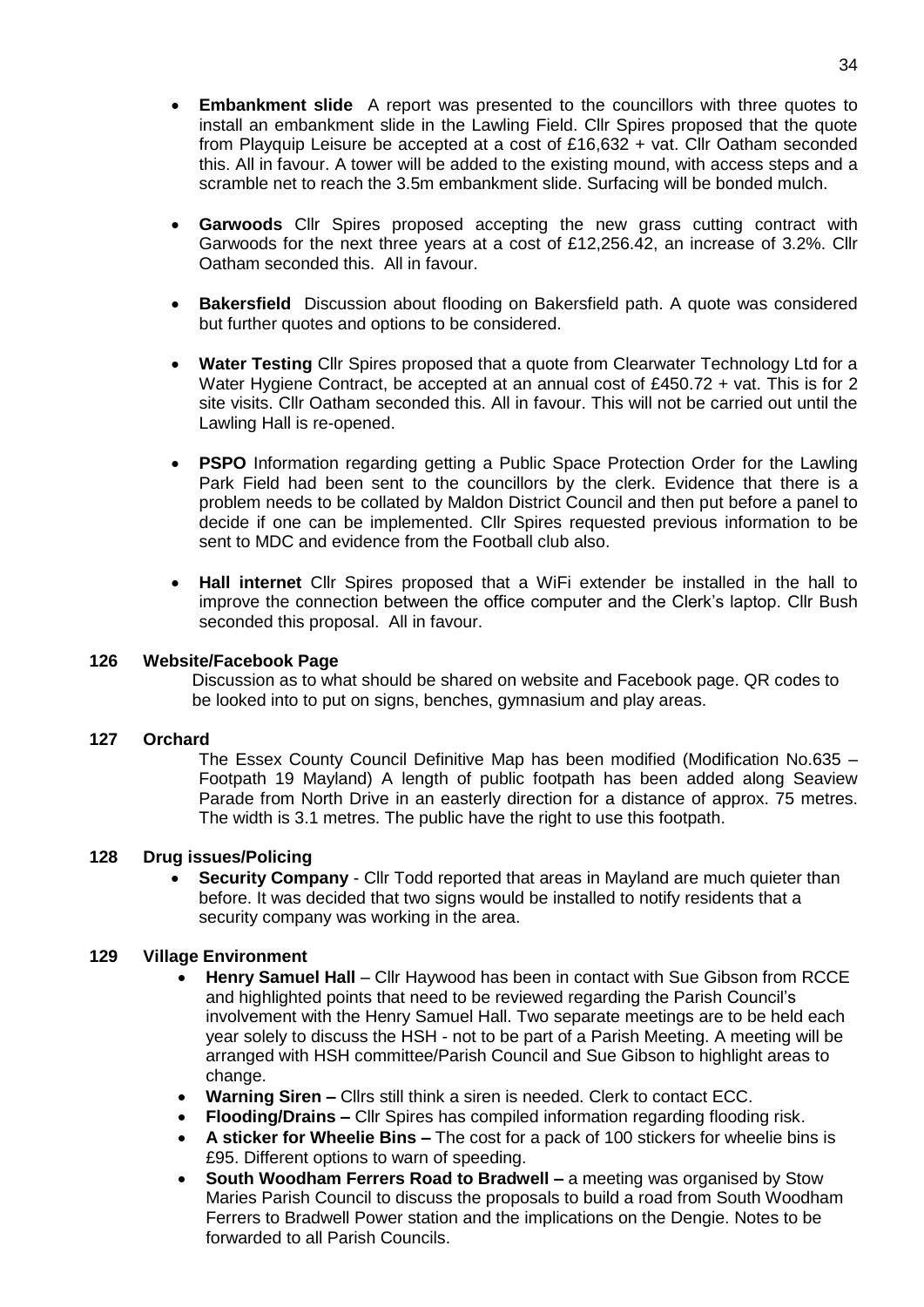- **Embankment slide** A report was presented to the councillors with three quotes to install an embankment slide in the Lawling Field. Cllr Spires proposed that the quote from Playquip Leisure be accepted at a cost of £16,632 + vat. Cllr Oatham seconded this. All in favour. A tower will be added to the existing mound, with access steps and a scramble net to reach the 3.5m embankment slide. Surfacing will be bonded mulch.

- **Garwoods** Cllr Spires proposed accepting the new grass cutting contract with Garwoods for the next three years at a cost of £12,256.42, an increase of 3.2%. Cllr Oatham seconded this. All in favour.

- **Bakersfield** Discussion about flooding on Bakersfield path. A quote was considered but further quotes and options to be considered.

- **Water Testing** Cllr Spires proposed that a quote from Clearwater Technology Ltd for a Water Hygiene Contract, be accepted at an annual cost of £450.72 + vat. This is for 2 site visits. Cllr Oatham seconded this. All in favour. This will not be carried out until the Lawling Hall is re-opened.

- **PSPO** Information regarding getting a Public Space Protection Order for the Lawling Park Field had been sent to the councillors by the clerk. Evidence that there is a problem needs to be collated by Maldon District Council and then put before a panel to decide if one can be implemented. Cllr Spires requested previous information to be sent to MDC and evidence from the Football club also.

- **Hall internet** Cllr Spires proposed that a WiFi extender be installed in the hall to improve the connection between the office computer and the Clerk's laptop. Cllr Bush seconded this proposal. All in favour.

**126 Website/Facebook Page**

Discussion as to what should be shared on website and Facebook page. QR codes to be looked into to put on signs, benches, gymnasium and play areas.

**127 Orchard**

The Essex County Council Definitive Map has been modified (Modification No.635 – Footpath 19 Mayland) A length of public footpath has been added along Seaview Parade from North Drive in an easterly direction for a distance of approx. 75 metres. The width is 3.1 metres. The public have the right to use this footpath.

**128 Drug issues/Policing**

- **Security Company** - Cllr Todd reported that areas in Mayland are much quieter than before. It was decided that two signs would be installed to notify residents that a security company was working in the area.

**129 Village Environment**

- **Henry Samuel Hall** – Cllr Haywood has been in contact with Sue Gibson from RCCE and highlighted points that need to be reviewed regarding the Parish Council's involvement with the Henry Samuel Hall. Two separate meetings are to be held each year solely to discuss the HSH - not to be part of a Parish Meeting. A meeting will be arranged with HSH committee/Parish Council and Sue Gibson to highlight areas to change.
- **Warning Siren –** Cllrs still think a siren is needed. Clerk to contact ECC.
- **Flooding/Drains –** Cllr Spires has compiled information regarding flooding risk.
- **A sticker for Wheelie Bins –** The cost for a pack of 100 stickers for wheelie bins is £95. Different options to warn of speeding.
- **South Woodham Ferrers Road to Bradwell –** a meeting was organised by Stow Maries Parish Council to discuss the proposals to build a road from South Woodham Ferrers to Bradwell Power station and the implications on the Dengie. Notes to be forwarded to all Parish Councils.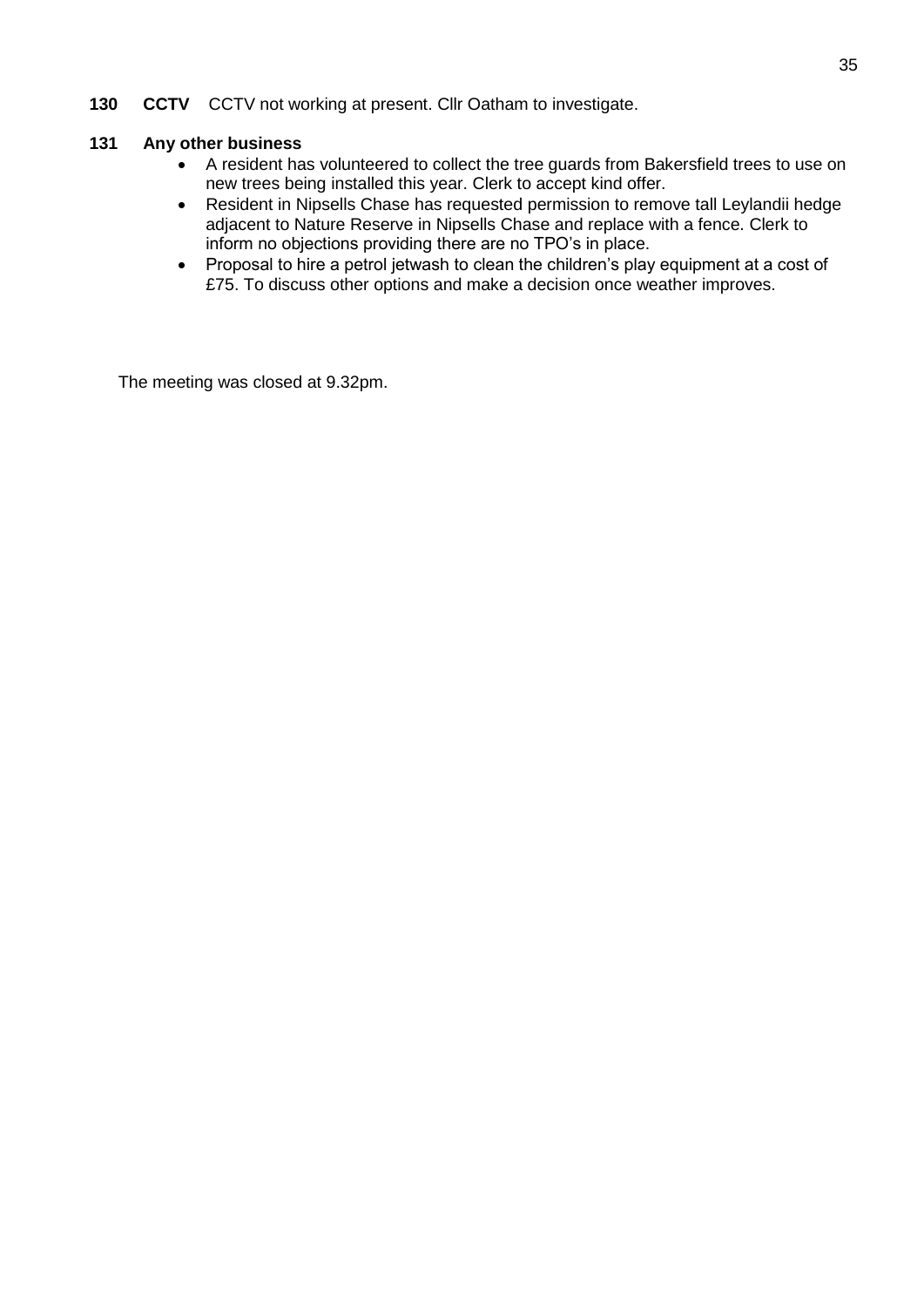**130 CCTV** CCTV not working at present. Cllr Oatham to investigate.

**131 Any other business**

- A resident has volunteered to collect the tree guards from Bakersfield trees to use on new trees being installed this year. Clerk to accept kind offer.
- Resident in Nipsells Chase has requested permission to remove tall Leylandii hedge adjacent to Nature Reserve in Nipsells Chase and replace with a fence. Clerk to inform no objections providing there are no TPO's in place.
- Proposal to hire a petrol jetwash to clean the children's play equipment at a cost of £75. To discuss other options and make a decision once weather improves.

The meeting was closed at 9.32pm.